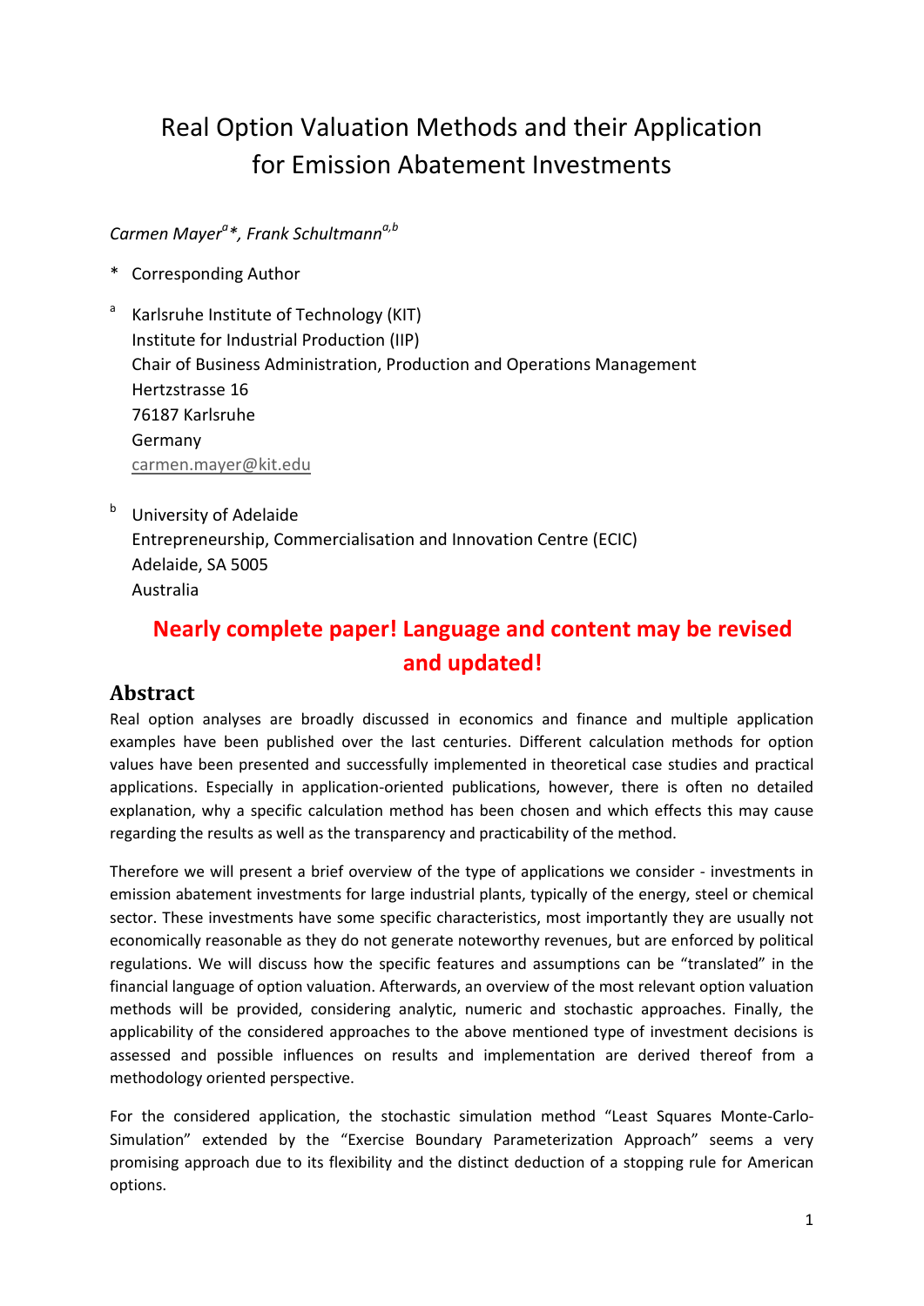# Real Option Valuation Methods and their Application for Emission Abatement Investments

*Carmen Mayer[a]\*, Frank Schultmann[a,b]*

\* Corresponding Author

[a] Karlsruhe Institute of Technology (KIT)
Institute for Industrial Production (IIP)
Chair of Business Administration, Production and Operations Management
Hertzstrasse 16
76187 Karlsruhe
Germany
carmen.mayer@kit.edu

[b] University of Adelaide
Entrepreneurship, Commercialisation and Innovation Centre (ECIC)
Adelaide, SA 5005
Australia

**Nearly complete paper! Language and content may be revised and updated!**

## Abstract

Real option analyses are broadly discussed in economics and finance and multiple application examples have been published over the last centuries. Different calculation methods for option values have been presented and successfully implemented in theoretical case studies and practical applications. Especially in application-oriented publications, however, there is often no detailed explanation, why a specific calculation method has been chosen and which effects this may cause regarding the results as well as the transparency and practicability of the method.

Therefore we will present a brief overview of the type of applications we consider - investments in emission abatement investments for large industrial plants, typically of the energy, steel or chemical sector. These investments have some specific characteristics, most importantly they are usually not economically reasonable as they do not generate noteworthy revenues, but are enforced by political regulations. We will discuss how the specific features and assumptions can be "translated" in the financial language of option valuation. Afterwards, an overview of the most relevant option valuation methods will be provided, considering analytic, numeric and stochastic approaches. Finally, the applicability of the considered approaches to the above mentioned type of investment decisions is assessed and possible influences on results and implementation are derived thereof from a methodology oriented perspective.

For the considered application, the stochastic simulation method "Least Squares Monte-Carlo-Simulation" extended by the "Exercise Boundary Parameterization Approach" seems a very promising approach due to its flexibility and the distinct deduction of a stopping rule for American options.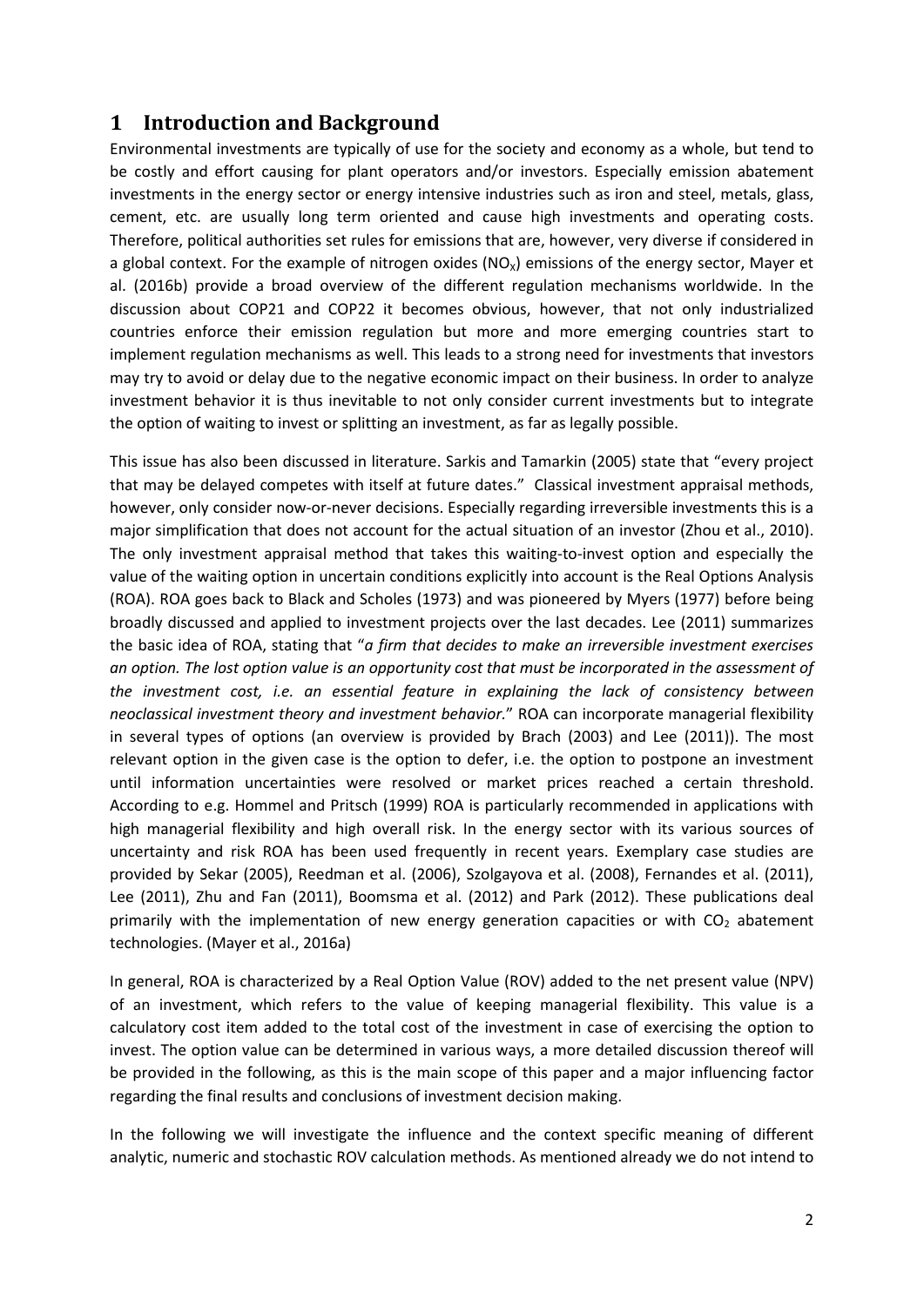# 1 Introduction and Background

Environmental investments are typically of use for the society and economy as a whole, but tend to be costly and effort causing for plant operators and/or investors. Especially emission abatement investments in the energy sector or energy intensive industries such as iron and steel, metals, glass, cement, etc. are usually long term oriented and cause high investments and operating costs. Therefore, political authorities set rules for emissions that are, however, very diverse if considered in a global context. For the example of nitrogen oxides ($NO_X$) emissions of the energy sector, Mayer et al. (2016b) provide a broad overview of the different regulation mechanisms worldwide. In the discussion about COP21 and COP22 it becomes obvious, however, that not only industrialized countries enforce their emission regulation but more and more emerging countries start to implement regulation mechanisms as well. This leads to a strong need for investments that investors may try to avoid or delay due to the negative economic impact on their business. In order to analyze investment behavior it is thus inevitable to not only consider current investments but to integrate the option of waiting to invest or splitting an investment, as far as legally possible.

This issue has also been discussed in literature. Sarkis and Tamarkin (2005) state that "every project that may be delayed competes with itself at future dates." Classical investment appraisal methods, however, only consider now-or-never decisions. Especially regarding irreversible investments this is a major simplification that does not account for the actual situation of an investor (Zhou et al., 2010). The only investment appraisal method that takes this waiting-to-invest option and especially the value of the waiting option in uncertain conditions explicitly into account is the Real Options Analysis (ROA). ROA goes back to Black and Scholes (1973) and was pioneered by Myers (1977) before being broadly discussed and applied to investment projects over the last decades. Lee (2011) summarizes the basic idea of ROA, stating that "*a firm that decides to make an irreversible investment exercises an option. The lost option value is an opportunity cost that must be incorporated in the assessment of the investment cost, i.e. an essential feature in explaining the lack of consistency between neoclassical investment theory and investment behavior.*" ROA can incorporate managerial flexibility in several types of options (an overview is provided by Brach (2003) and Lee (2011)). The most relevant option in the given case is the option to defer, i.e. the option to postpone an investment until information uncertainties were resolved or market prices reached a certain threshold. According to e.g. Hommel and Pritsch (1999) ROA is particularly recommended in applications with high managerial flexibility and high overall risk. In the energy sector with its various sources of uncertainty and risk ROA has been used frequently in recent years. Exemplary case studies are provided by Sekar (2005), Reedman et al. (2006), Szolgayova et al. (2008), Fernandes et al. (2011), Lee (2011), Zhu and Fan (2011), Boomsma et al. (2012) and Park (2012). These publications deal primarily with the implementation of new energy generation capacities or with $CO_2$ abatement technologies. (Mayer et al., 2016a)

In general, ROA is characterized by a Real Option Value (ROV) added to the net present value (NPV) of an investment, which refers to the value of keeping managerial flexibility. This value is a calculatory cost item added to the total cost of the investment in case of exercising the option to invest. The option value can be determined in various ways, a more detailed discussion thereof will be provided in the following, as this is the main scope of this paper and a major influencing factor regarding the final results and conclusions of investment decision making.

In the following we will investigate the influence and the context specific meaning of different analytic, numeric and stochastic ROV calculation methods. As mentioned already we do not intend to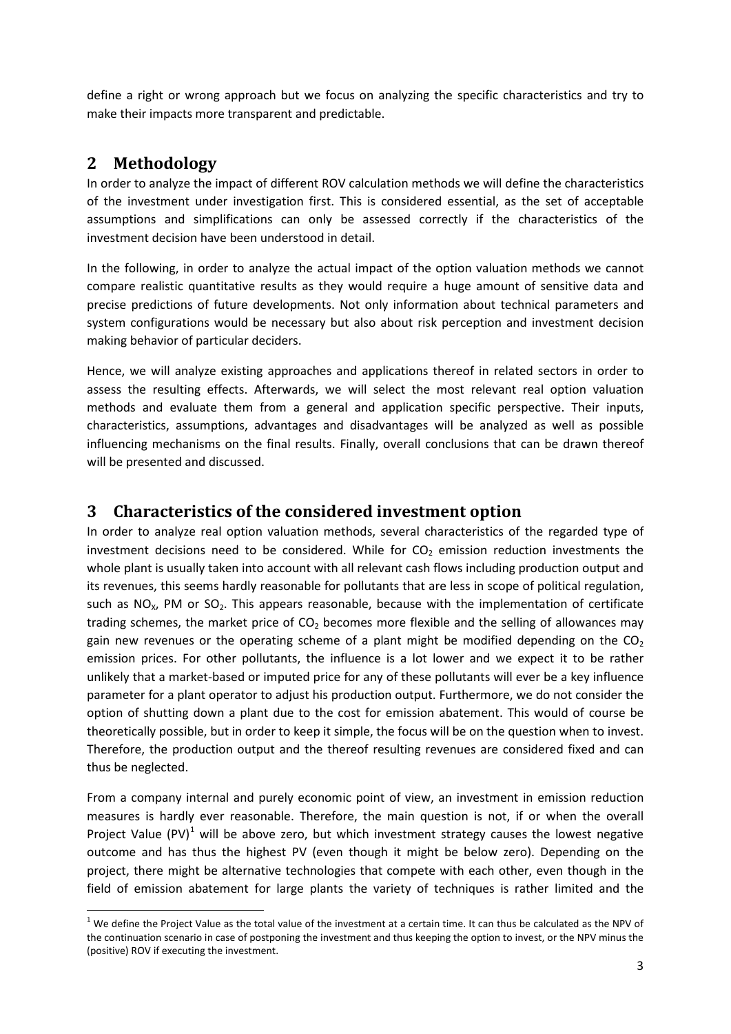define a right or wrong approach but we focus on analyzing the specific characteristics and try to make their impacts more transparent and predictable.

## 2 Methodology

In order to analyze the impact of different ROV calculation methods we will define the characteristics of the investment under investigation first. This is considered essential, as the set of acceptable assumptions and simplifications can only be assessed correctly if the characteristics of the investment decision have been understood in detail.

In the following, in order to analyze the actual impact of the option valuation methods we cannot compare realistic quantitative results as they would require a huge amount of sensitive data and precise predictions of future developments. Not only information about technical parameters and system configurations would be necessary but also about risk perception and investment decision making behavior of particular deciders.

Hence, we will analyze existing approaches and applications thereof in related sectors in order to assess the resulting effects. Afterwards, we will select the most relevant real option valuation methods and evaluate them from a general and application specific perspective. Their inputs, characteristics, assumptions, advantages and disadvantages will be analyzed as well as possible influencing mechanisms on the final results. Finally, overall conclusions that can be drawn thereof will be presented and discussed.

## 3 Characteristics of the considered investment option

In order to analyze real option valuation methods, several characteristics of the regarded type of investment decisions need to be considered. While for $CO_2$ emission reduction investments the whole plant is usually taken into account with all relevant cash flows including production output and its revenues, this seems hardly reasonable for pollutants that are less in scope of political regulation, such as $NO_x$, PM or $SO_2$. This appears reasonable, because with the implementation of certificate trading schemes, the market price of $CO_2$ becomes more flexible and the selling of allowances may gain new revenues or the operating scheme of a plant might be modified depending on the $CO_2$ emission prices. For other pollutants, the influence is a lot lower and we expect it to be rather unlikely that a market-based or imputed price for any of these pollutants will ever be a key influence parameter for a plant operator to adjust his production output. Furthermore, we do not consider the option of shutting down a plant due to the cost for emission abatement. This would of course be theoretically possible, but in order to keep it simple, the focus will be on the question when to invest. Therefore, the production output and the thereof resulting revenues are considered fixed and can thus be neglected.

From a company internal and purely economic point of view, an investment in emission reduction measures is hardly ever reasonable. Therefore, the main question is not, if or when the overall Project Value (PV)[1] will be above zero, but which investment strategy causes the lowest negative outcome and has thus the highest PV (even though it might be below zero). Depending on the project, there might be alternative technologies that compete with each other, even though in the field of emission abatement for large plants the variety of techniques is rather limited and the

---

[1] We define the Project Value as the total value of the investment at a certain time. It can thus be calculated as the NPV of the continuation scenario in case of postponing the investment and thus keeping the option to invest, or the NPV minus the (positive) ROV if executing the investment.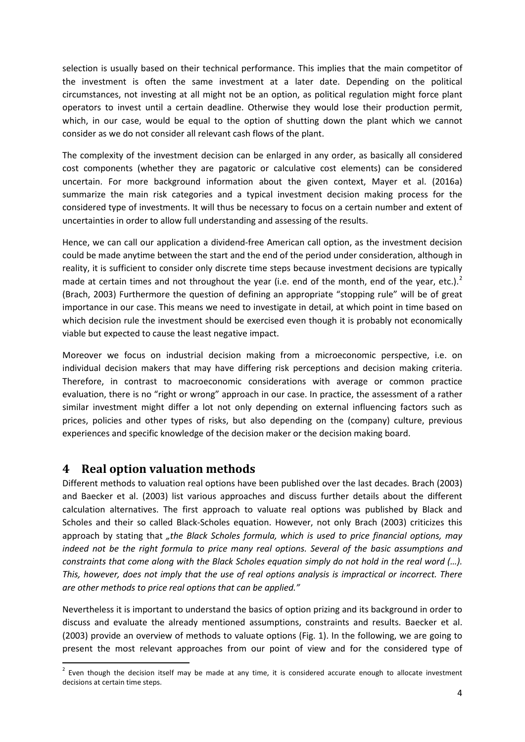selection is usually based on their technical performance. This implies that the main competitor of the investment is often the same investment at a later date. Depending on the political circumstances, not investing at all might not be an option, as political regulation might force plant operators to invest until a certain deadline. Otherwise they would lose their production permit, which, in our case, would be equal to the option of shutting down the plant which we cannot consider as we do not consider all relevant cash flows of the plant.

The complexity of the investment decision can be enlarged in any order, as basically all considered cost components (whether they are pagatoric or calculative cost elements) can be considered uncertain. For more background information about the given context, Mayer et al. (2016a) summarize the main risk categories and a typical investment decision making process for the considered type of investments. It will thus be necessary to focus on a certain number and extent of uncertainties in order to allow full understanding and assessing of the results.

Hence, we can call our application a dividend-free American call option, as the investment decision could be made anytime between the start and the end of the period under consideration, although in reality, it is sufficient to consider only discrete time steps because investment decisions are typically made at certain times and not throughout the year (i.e. end of the month, end of the year, etc.).[2] (Brach, 2003) Furthermore the question of defining an appropriate "stopping rule" will be of great importance in our case. This means we need to investigate in detail, at which point in time based on which decision rule the investment should be exercised even though it is probably not economically viable but expected to cause the least negative impact.

Moreover we focus on industrial decision making from a microeconomic perspective, i.e. on individual decision makers that may have differing risk perceptions and decision making criteria. Therefore, in contrast to macroeconomic considerations with average or common practice evaluation, there is no "right or wrong" approach in our case. In practice, the assessment of a rather similar investment might differ a lot not only depending on external influencing factors such as prices, policies and other types of risks, but also depending on the (company) culture, previous experiences and specific knowledge of the decision maker or the decision making board.

# 4 Real option valuation methods

Different methods to valuation real options have been published over the last decades. Brach (2003) and Baecker et al. (2003) list various approaches and discuss further details about the different calculation alternatives. The first approach to valuate real options was published by Black and Scholes and their so called Black-Scholes equation. However, not only Brach (2003) criticizes this approach by stating that *„the Black Scholes formula, which is used to price financial options, may indeed not be the right formula to price many real options. Several of the basic assumptions and constraints that come along with the Black Scholes equation simply do not hold in the real word (…). This, however, does not imply that the use of real options analysis is impractical or incorrect. There are other methods to price real options that can be applied."*

Nevertheless it is important to understand the basics of option prizing and its background in order to discuss and evaluate the already mentioned assumptions, constraints and results. Baecker et al. (2003) provide an overview of methods to valuate options (Fig. 1). In the following, we are going to present the most relevant approaches from our point of view and for the considered type of

[2] Even though the decision itself may be made at any time, it is considered accurate enough to allocate investment decisions at certain time steps.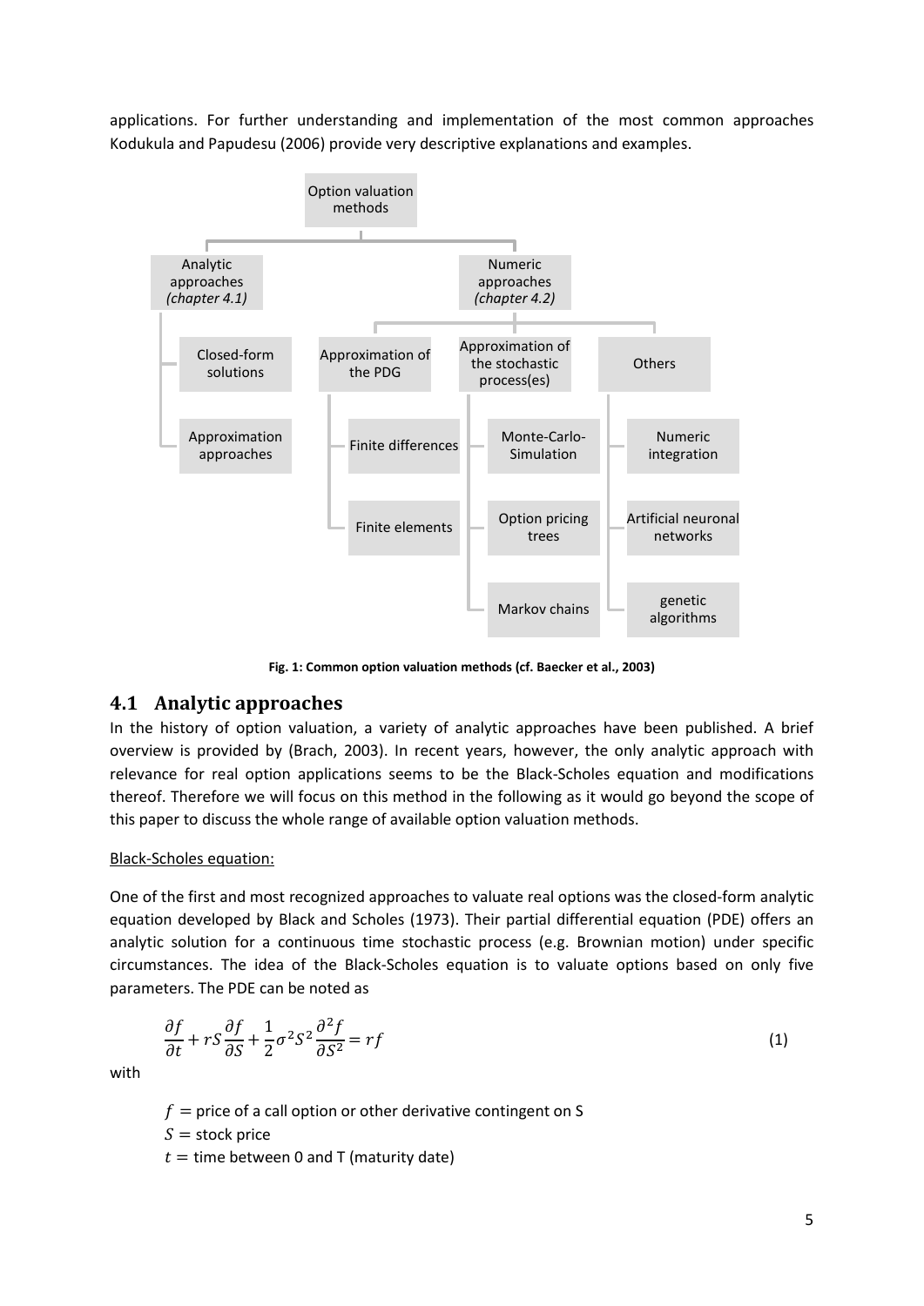applications. For further understanding and implementation of the most common approaches Kodukula and Papudesu (2006) provide very descriptive explanations and examples.

- Option valuation methods
  - Analytic approaches *(chapter 4.1)*
    - Closed-form solutions
    - Approximation approaches
  - Numeric approaches *(chapter 4.2)*
    - Approximation of the PDG
      - Finite differences
      - Finite elements
    - Approximation of the stochastic process(es)
      - Monte-Carlo-Simulation
      - Option pricing trees
      - Markov chains
    - Others
      - Numeric integration
      - Artificial neuronal networks
      - genetic algorithms

**Fig. 1: Common option valuation methods (cf. Baecker et al., 2003)**

## 4.1 Analytic approaches

In the history of option valuation, a variety of analytic approaches have been published. A brief overview is provided by (Brach, 2003). In recent years, however, the only analytic approach with relevance for real option applications seems to be the Black-Scholes equation and modifications thereof. Therefore we will focus on this method in the following as it would go beyond the scope of this paper to discuss the whole range of available option valuation methods.

Black-Scholes equation:

One of the first and most recognized approaches to valuate real options was the closed-form analytic equation developed by Black and Scholes (1973). Their partial differential equation (PDE) offers an analytic solution for a continuous time stochastic process (e.g. Brownian motion) under specific circumstances. The idea of the Black-Scholes equation is to valuate options based on only five parameters. The PDE can be noted as

$$\frac{\partial f}{\partial t} + rS\frac{\partial f}{\partial S} + \frac{1}{2}\sigma^2 S^2 \frac{\partial^2 f}{\partial S^2} = rf \tag{1}$$

with

$f$ = price of a call option or other derivative contingent on S
$S$ = stock price
$t$ = time between 0 and T (maturity date)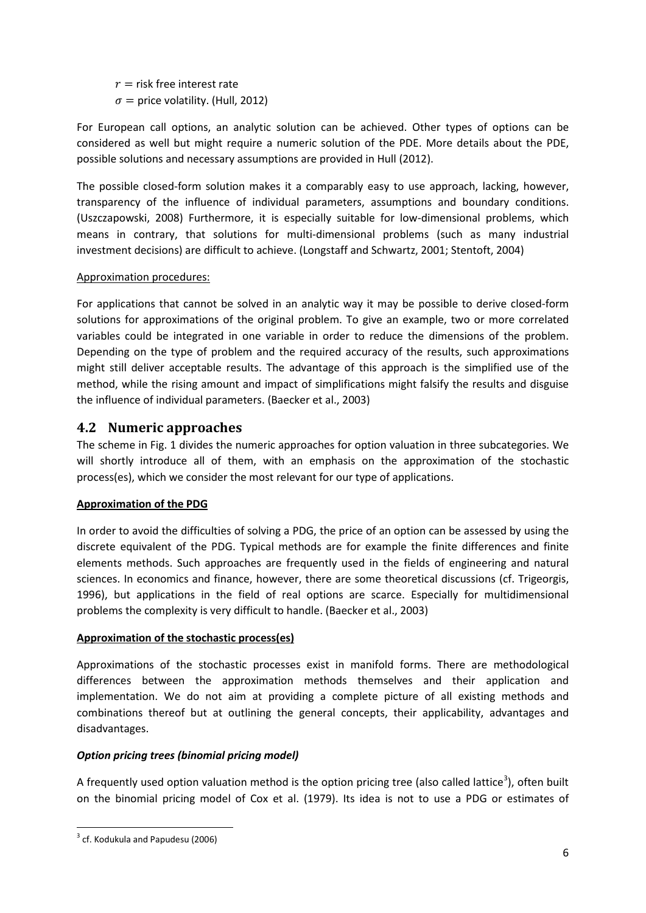$r =$ risk free interest rate
$\sigma =$ price volatility. (Hull, 2012)

For European call options, an analytic solution can be achieved. Other types of options can be considered as well but might require a numeric solution of the PDE. More details about the PDE, possible solutions and necessary assumptions are provided in Hull (2012).

The possible closed-form solution makes it a comparably easy to use approach, lacking, however, transparency of the influence of individual parameters, assumptions and boundary conditions. (Uszczapowski, 2008) Furthermore, it is especially suitable for low-dimensional problems, which means in contrary, that solutions for multi-dimensional problems (such as many industrial investment decisions) are difficult to achieve. (Longstaff and Schwartz, 2001; Stentoft, 2004)

Approximation procedures:

For applications that cannot be solved in an analytic way it may be possible to derive closed-form solutions for approximations of the original problem. To give an example, two or more correlated variables could be integrated in one variable in order to reduce the dimensions of the problem. Depending on the type of problem and the required accuracy of the results, such approximations might still deliver acceptable results. The advantage of this approach is the simplified use of the method, while the rising amount and impact of simplifications might falsify the results and disguise the influence of individual parameters. (Baecker et al., 2003)

## 4.2 Numeric approaches

The scheme in Fig. 1 divides the numeric approaches for option valuation in three subcategories. We will shortly introduce all of them, with an emphasis on the approximation of the stochastic process(es), which we consider the most relevant for our type of applications.

**Approximation of the PDG**

In order to avoid the difficulties of solving a PDG, the price of an option can be assessed by using the discrete equivalent of the PDG. Typical methods are for example the finite differences and finite elements methods. Such approaches are frequently used in the fields of engineering and natural sciences. In economics and finance, however, there are some theoretical discussions (cf. Trigeorgis, 1996), but applications in the field of real options are scarce. Especially for multidimensional problems the complexity is very difficult to handle. (Baecker et al., 2003)

**Approximation of the stochastic process(es)**

Approximations of the stochastic processes exist in manifold forms. There are methodological differences between the approximation methods themselves and their application and implementation. We do not aim at providing a complete picture of all existing methods and combinations thereof but at outlining the general concepts, their applicability, advantages and disadvantages.

***Option pricing trees (binomial pricing model)***

A frequently used option valuation method is the option pricing tree (also called lattice[3]), often built on the binomial pricing model of Cox et al. (1979). Its idea is not to use a PDG or estimates of

[3] cf. Kodukula and Papudesu (2006)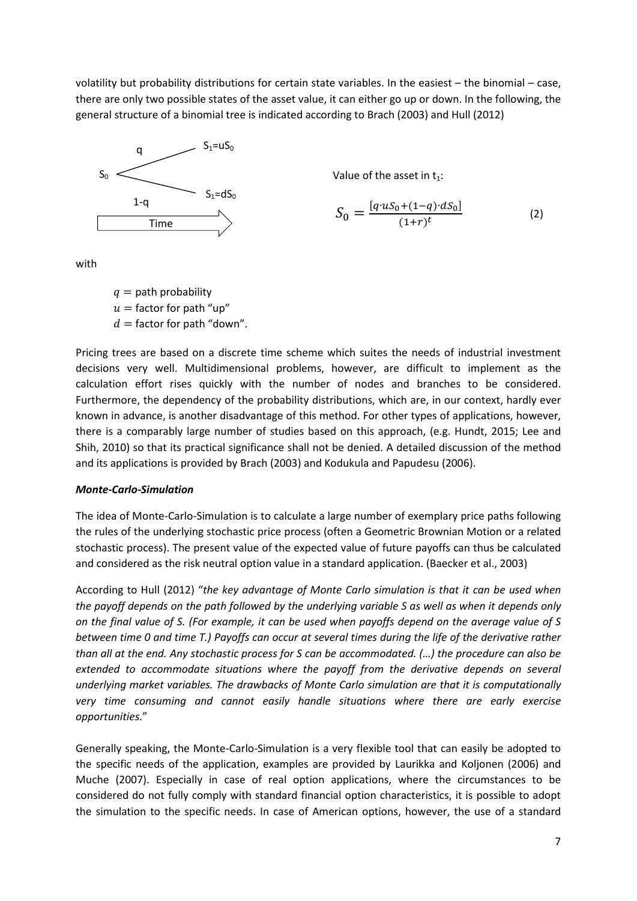volatility but probability distributions for certain state variables. In the easiest – the binomial – case, there are only two possible states of the asset value, it can either go up or down. In the following, the general structure of a binomial tree is indicated according to Brach (2003) and Hull (2012)

$S_0$ → with probability $q$: $S_1 = uS_0$; with probability $1-q$: $S_1 = dS_0$ (Time →)

Value of the asset in $t_1$:

$$S_0 = \frac{[q \cdot uS_0 + (1-q) \cdot dS_0]}{(1+r)^t} \tag{2}$$

with

$q =$ path probability
$u =$ factor for path "up"
$d =$ factor for path "down".

Pricing trees are based on a discrete time scheme which suites the needs of industrial investment decisions very well. Multidimensional problems, however, are difficult to implement as the calculation effort rises quickly with the number of nodes and branches to be considered. Furthermore, the dependency of the probability distributions, which are, in our context, hardly ever known in advance, is another disadvantage of this method. For other types of applications, however, there is a comparably large number of studies based on this approach, (e.g. Hundt, 2015; Lee and Shih, 2010) so that its practical significance shall not be denied. A detailed discussion of the method and its applications is provided by Brach (2003) and Kodukula and Papudesu (2006).

***Monte-Carlo-Simulation***

The idea of Monte-Carlo-Simulation is to calculate a large number of exemplary price paths following the rules of the underlying stochastic price process (often a Geometric Brownian Motion or a related stochastic process). The present value of the expected value of future payoffs can thus be calculated and considered as the risk neutral option value in a standard application. (Baecker et al., 2003)

According to Hull (2012) "*the key advantage of Monte Carlo simulation is that it can be used when the payoff depends on the path followed by the underlying variable S as well as when it depends only on the final value of S. (For example, it can be used when payoffs depend on the average value of S between time 0 and time T.) Payoffs can occur at several times during the life of the derivative rather than all at the end. Any stochastic process for S can be accommodated. (…) the procedure can also be extended to accommodate situations where the payoff from the derivative depends on several underlying market variables. The drawbacks of Monte Carlo simulation are that it is computationally very time consuming and cannot easily handle situations where there are early exercise opportunities.*"

Generally speaking, the Monte-Carlo-Simulation is a very flexible tool that can easily be adopted to the specific needs of the application, examples are provided by Laurikka and Koljonen (2006) and Muche (2007). Especially in case of real option applications, where the circumstances to be considered do not fully comply with standard financial option characteristics, it is possible to adopt the simulation to the specific needs. In case of American options, however, the use of a standard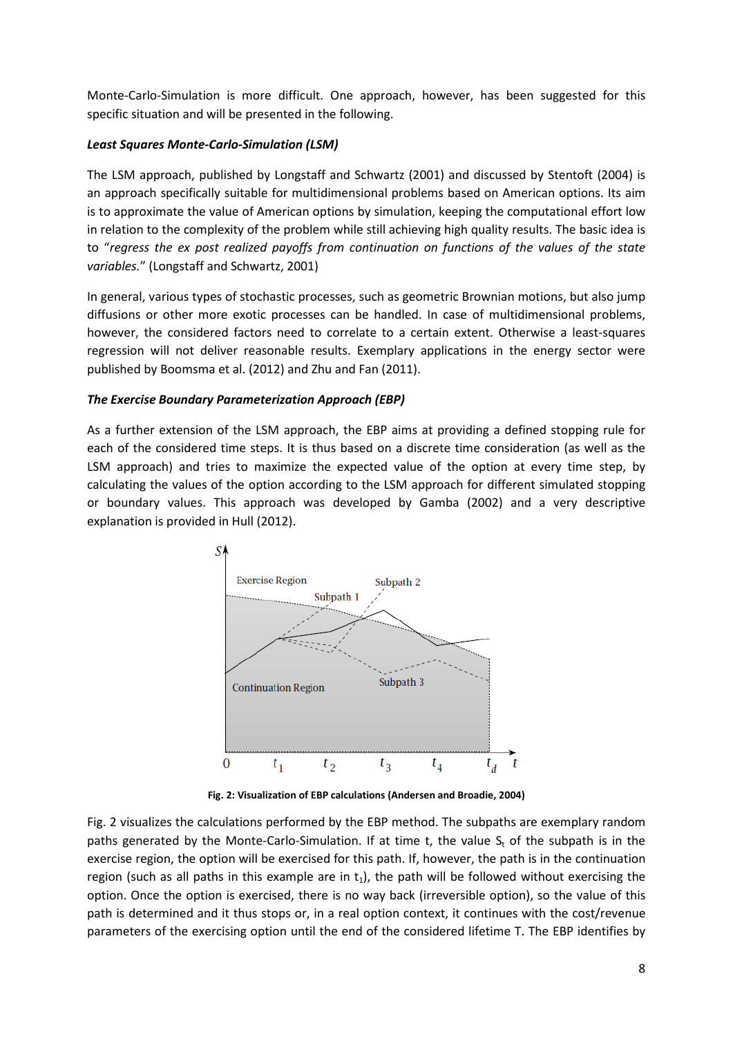Monte-Carlo-Simulation is more difficult. One approach, however, has been suggested for this specific situation and will be presented in the following.

***Least Squares Monte-Carlo-Simulation (LSM)***

The LSM approach, published by Longstaff and Schwartz (2001) and discussed by Stentoft (2004) is an approach specifically suitable for multidimensional problems based on American options. Its aim is to approximate the value of American options by simulation, keeping the computational effort low in relation to the complexity of the problem while still achieving high quality results. The basic idea is to "*regress the ex post realized payoffs from continuation on functions of the values of the state variables.*" (Longstaff and Schwartz, 2001)

In general, various types of stochastic processes, such as geometric Brownian motions, but also jump diffusions or other more exotic processes can be handled. In case of multidimensional problems, however, the considered factors need to correlate to a certain extent. Otherwise a least-squares regression will not deliver reasonable results. Exemplary applications in the energy sector were published by Boomsma et al. (2012) and Zhu and Fan (2011).

***The Exercise Boundary Parameterization Approach (EBP)***

As a further extension of the LSM approach, the EBP aims at providing a defined stopping rule for each of the considered time steps. It is thus based on a discrete time consideration (as well as the LSM approach) and tries to maximize the expected value of the option at every time step, by calculating the values of the option according to the LSM approach for different simulated stopping or boundary values. This approach was developed by Gamba (2002) and a very descriptive explanation is provided in Hull (2012).

**Fig. 2: Visualization of EBP calculations (Andersen and Broadie, 2004)**

Fig. 2 visualizes the calculations performed by the EBP method. The subpaths are exemplary random paths generated by the Monte-Carlo-Simulation. If at time t, the value $S_t$ of the subpath is in the exercise region, the option will be exercised for this path. If, however, the path is in the continuation region (such as all paths in this example are in $t_1$), the path will be followed without exercising the option. Once the option is exercised, there is no way back (irreversible option), so the value of this path is determined and it thus stops or, in a real option context, it continues with the cost/revenue parameters of the exercising option until the end of the considered lifetime T. The EBP identifies by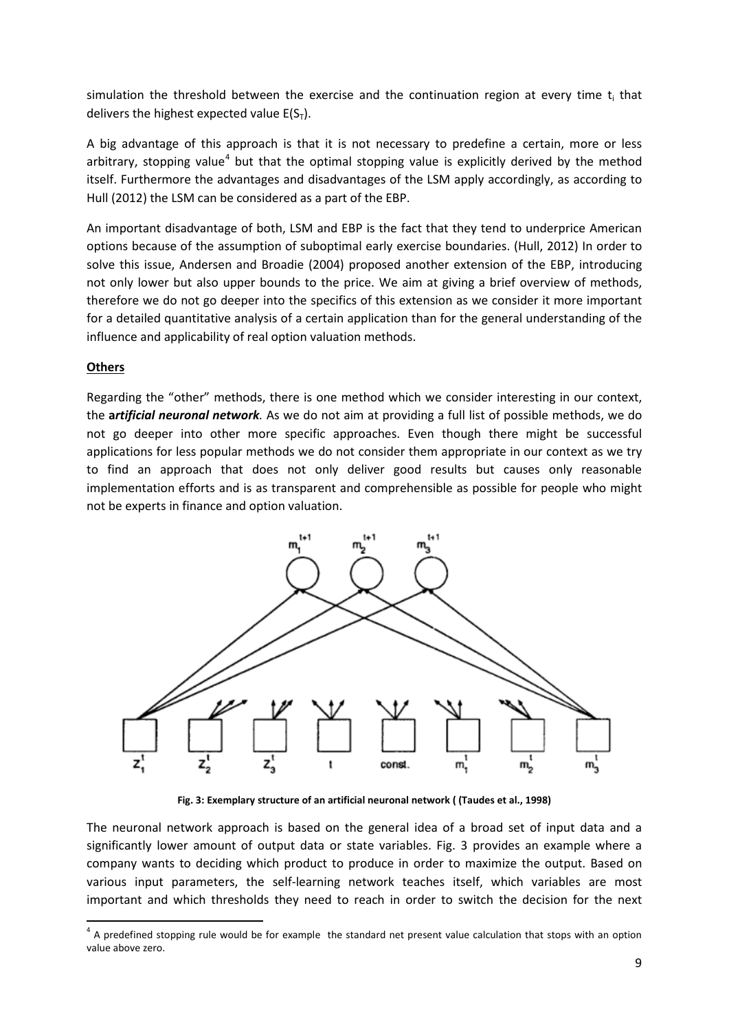simulation the threshold between the exercise and the continuation region at every time $t_i$ that delivers the highest expected value $E(S_T)$.

A big advantage of this approach is that it is not necessary to predefine a certain, more or less arbitrary, stopping value[4] but that the optimal stopping value is explicitly derived by the method itself. Furthermore the advantages and disadvantages of the LSM apply accordingly, as according to Hull (2012) the LSM can be considered as a part of the EBP.

An important disadvantage of both, LSM and EBP is the fact that they tend to underprice American options because of the assumption of suboptimal early exercise boundaries. (Hull, 2012) In order to solve this issue, Andersen and Broadie (2004) proposed another extension of the EBP, introducing not only lower but also upper bounds to the price. We aim at giving a brief overview of methods, therefore we do not go deeper into the specifics of this extension as we consider it more important for a detailed quantitative analysis of a certain application than for the general understanding of the influence and applicability of real option valuation methods.

**Others**

Regarding the "other" methods, there is one method which we consider interesting in our context, the ***artificial neuronal network***. As we do not aim at providing a full list of possible methods, we do not go deeper into other more specific approaches. Even though there might be successful applications for less popular methods we do not consider them appropriate in our context as we try to find an approach that does not only deliver good results but causes only reasonable implementation efforts and is as transparent and comprehensible as possible for people who might not be experts in finance and option valuation.

**Fig. 3: Exemplary structure of an artificial neuronal network ( (Taudes et al., 1998)**

The neuronal network approach is based on the general idea of a broad set of input data and a significantly lower amount of output data or state variables. Fig. 3 provides an example where a company wants to deciding which product to produce in order to maximize the output. Based on various input parameters, the self-learning network teaches itself, which variables are most important and which thresholds they need to reach in order to switch the decision for the next

[4] A predefined stopping rule would be for example the standard net present value calculation that stops with an option value above zero.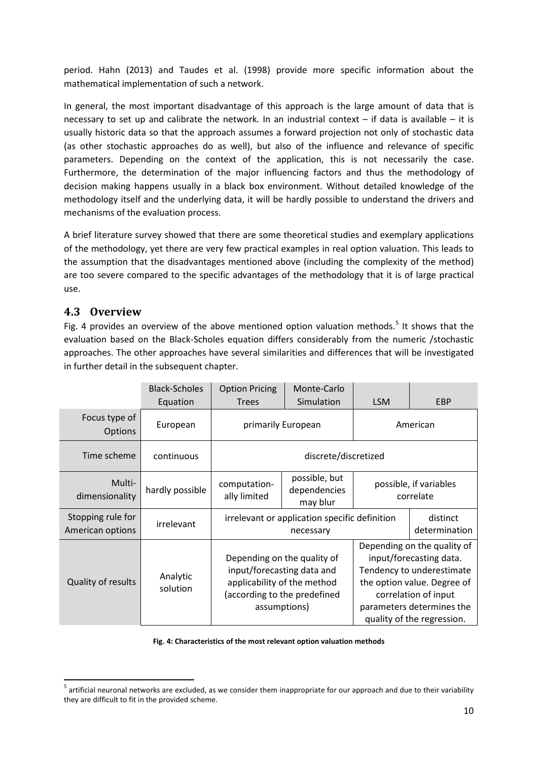period. Hahn (2013) and Taudes et al. (1998) provide more specific information about the mathematical implementation of such a network.

In general, the most important disadvantage of this approach is the large amount of data that is necessary to set up and calibrate the network. In an industrial context – if data is available – it is usually historic data so that the approach assumes a forward projection not only of stochastic data (as other stochastic approaches do as well), but also of the influence and relevance of specific parameters. Depending on the context of the application, this is not necessarily the case. Furthermore, the determination of the major influencing factors and thus the methodology of decision making happens usually in a black box environment. Without detailed knowledge of the methodology itself and the underlying data, it will be hardly possible to understand the drivers and mechanisms of the evaluation process.

A brief literature survey showed that there are some theoretical studies and exemplary applications of the methodology, yet there are very few practical examples in real option valuation. This leads to the assumption that the disadvantages mentioned above (including the complexity of the method) are too severe compared to the specific advantages of the methodology that it is of large practical use.

## 4.3 Overview

Fig. 4 provides an overview of the above mentioned option valuation methods.[5] It shows that the evaluation based on the Black-Scholes equation differs considerably from the numeric /stochastic approaches. The other approaches have several similarities and differences that will be investigated in further detail in the subsequent chapter.

| | Black-Scholes Equation | Option Pricing Trees | Monte-Carlo Simulation | LSM | EBP |
|---|---|---|---|---|---|
| Focus type of Options | European | primarily European | | American | |
| Time scheme | continuous | discrete/discretized | | | |
| Multi-dimensionality | hardly possible | computation-ally limited | possible, but dependencies may blur | possible, if variables correlate | |
| Stopping rule for American options | irrelevant | irrelevant or application specific definition necessary | | | distinct determination |
| Quality of results | Analytic solution | Depending on the quality of input/forecasting data and applicability of the method (according to the predefined assumptions) | | Depending on the quality of input/forecasting data. Tendency to underestimate the option value. Degree of correlation of input parameters determines the quality of the regression. | |

**Fig. 4: Characteristics of the most relevant option valuation methods**

[5] artificial neuronal networks are excluded, as we consider them inappropriate for our approach and due to their variability they are difficult to fit in the provided scheme.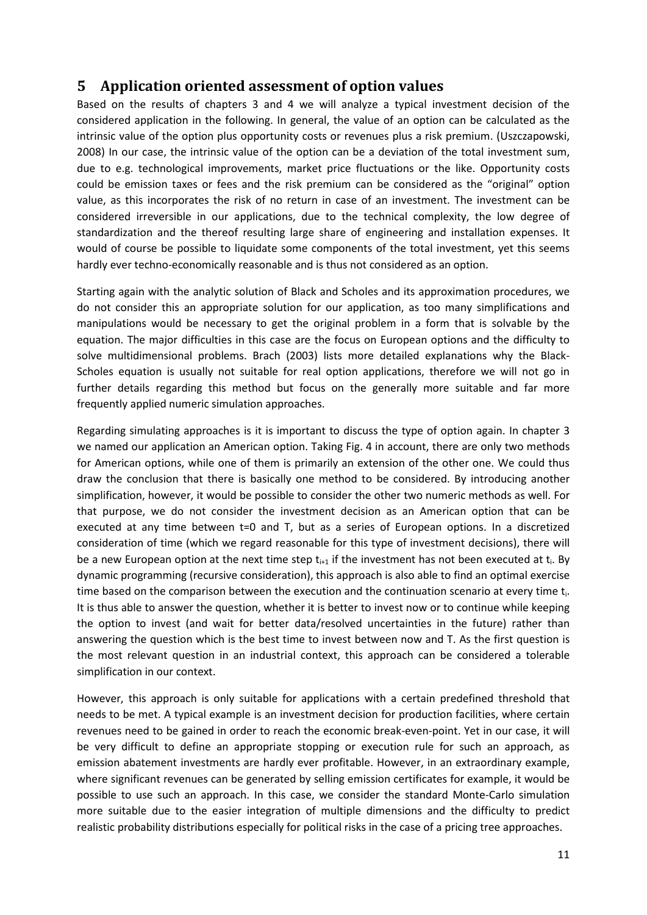# 5 Application oriented assessment of option values

Based on the results of chapters 3 and 4 we will analyze a typical investment decision of the considered application in the following. In general, the value of an option can be calculated as the intrinsic value of the option plus opportunity costs or revenues plus a risk premium. (Uszczapowski, 2008) In our case, the intrinsic value of the option can be a deviation of the total investment sum, due to e.g. technological improvements, market price fluctuations or the like. Opportunity costs could be emission taxes or fees and the risk premium can be considered as the "original" option value, as this incorporates the risk of no return in case of an investment. The investment can be considered irreversible in our applications, due to the technical complexity, the low degree of standardization and the thereof resulting large share of engineering and installation expenses. It would of course be possible to liquidate some components of the total investment, yet this seems hardly ever techno-economically reasonable and is thus not considered as an option.

Starting again with the analytic solution of Black and Scholes and its approximation procedures, we do not consider this an appropriate solution for our application, as too many simplifications and manipulations would be necessary to get the original problem in a form that is solvable by the equation. The major difficulties in this case are the focus on European options and the difficulty to solve multidimensional problems. Brach (2003) lists more detailed explanations why the Black-Scholes equation is usually not suitable for real option applications, therefore we will not go in further details regarding this method but focus on the generally more suitable and far more frequently applied numeric simulation approaches.

Regarding simulating approaches is it is important to discuss the type of option again. In chapter 3 we named our application an American option. Taking Fig. 4 in account, there are only two methods for American options, while one of them is primarily an extension of the other one. We could thus draw the conclusion that there is basically one method to be considered. By introducing another simplification, however, it would be possible to consider the other two numeric methods as well. For that purpose, we do not consider the investment decision as an American option that can be executed at any time between t=0 and T, but as a series of European options. In a discretized consideration of time (which we regard reasonable for this type of investment decisions), there will be a new European option at the next time step $t_{i+1}$ if the investment has not been executed at $t_i$. By dynamic programming (recursive consideration), this approach is also able to find an optimal exercise time based on the comparison between the execution and the continuation scenario at every time $t_i$. It is thus able to answer the question, whether it is better to invest now or to continue while keeping the option to invest (and wait for better data/resolved uncertainties in the future) rather than answering the question which is the best time to invest between now and T. As the first question is the most relevant question in an industrial context, this approach can be considered a tolerable simplification in our context.

However, this approach is only suitable for applications with a certain predefined threshold that needs to be met. A typical example is an investment decision for production facilities, where certain revenues need to be gained in order to reach the economic break-even-point. Yet in our case, it will be very difficult to define an appropriate stopping or execution rule for such an approach, as emission abatement investments are hardly ever profitable. However, in an extraordinary example, where significant revenues can be generated by selling emission certificates for example, it would be possible to use such an approach. In this case, we consider the standard Monte-Carlo simulation more suitable due to the easier integration of multiple dimensions and the difficulty to predict realistic probability distributions especially for political risks in the case of a pricing tree approaches.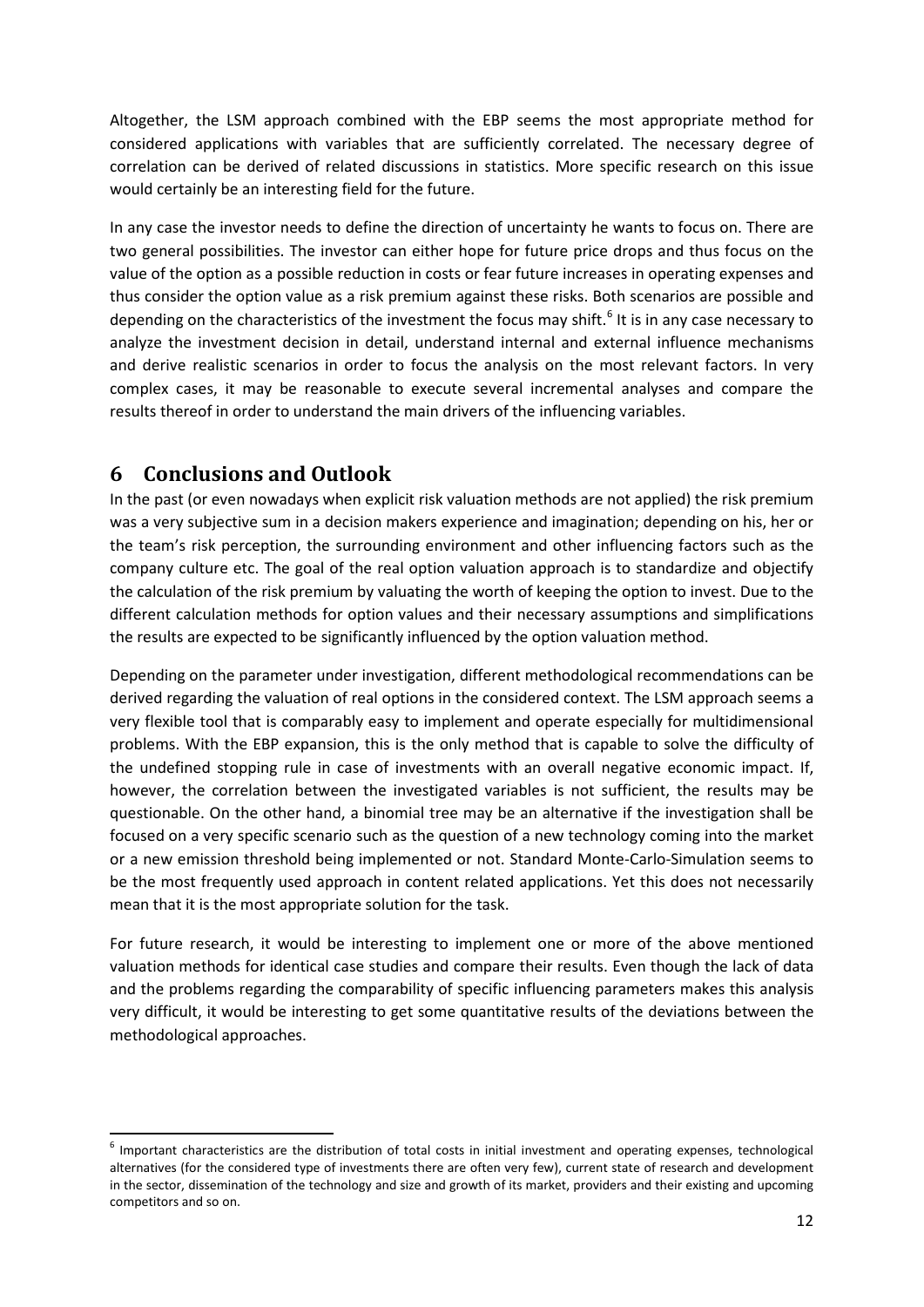Altogether, the LSM approach combined with the EBP seems the most appropriate method for considered applications with variables that are sufficiently correlated. The necessary degree of correlation can be derived of related discussions in statistics. More specific research on this issue would certainly be an interesting field for the future.

In any case the investor needs to define the direction of uncertainty he wants to focus on. There are two general possibilities. The investor can either hope for future price drops and thus focus on the value of the option as a possible reduction in costs or fear future increases in operating expenses and thus consider the option value as a risk premium against these risks. Both scenarios are possible and depending on the characteristics of the investment the focus may shift.[6] It is in any case necessary to analyze the investment decision in detail, understand internal and external influence mechanisms and derive realistic scenarios in order to focus the analysis on the most relevant factors. In very complex cases, it may be reasonable to execute several incremental analyses and compare the results thereof in order to understand the main drivers of the influencing variables.

# 6 Conclusions and Outlook

In the past (or even nowadays when explicit risk valuation methods are not applied) the risk premium was a very subjective sum in a decision makers experience and imagination; depending on his, her or the team's risk perception, the surrounding environment and other influencing factors such as the company culture etc. The goal of the real option valuation approach is to standardize and objectify the calculation of the risk premium by valuating the worth of keeping the option to invest. Due to the different calculation methods for option values and their necessary assumptions and simplifications the results are expected to be significantly influenced by the option valuation method.

Depending on the parameter under investigation, different methodological recommendations can be derived regarding the valuation of real options in the considered context. The LSM approach seems a very flexible tool that is comparably easy to implement and operate especially for multidimensional problems. With the EBP expansion, this is the only method that is capable to solve the difficulty of the undefined stopping rule in case of investments with an overall negative economic impact. If, however, the correlation between the investigated variables is not sufficient, the results may be questionable. On the other hand, a binomial tree may be an alternative if the investigation shall be focused on a very specific scenario such as the question of a new technology coming into the market or a new emission threshold being implemented or not. Standard Monte-Carlo-Simulation seems to be the most frequently used approach in content related applications. Yet this does not necessarily mean that it is the most appropriate solution for the task.

For future research, it would be interesting to implement one or more of the above mentioned valuation methods for identical case studies and compare their results. Even though the lack of data and the problems regarding the comparability of specific influencing parameters makes this analysis very difficult, it would be interesting to get some quantitative results of the deviations between the methodological approaches.

---

[6] Important characteristics are the distribution of total costs in initial investment and operating expenses, technological alternatives (for the considered type of investments there are often very few), current state of research and development in the sector, dissemination of the technology and size and growth of its market, providers and their existing and upcoming competitors and so on.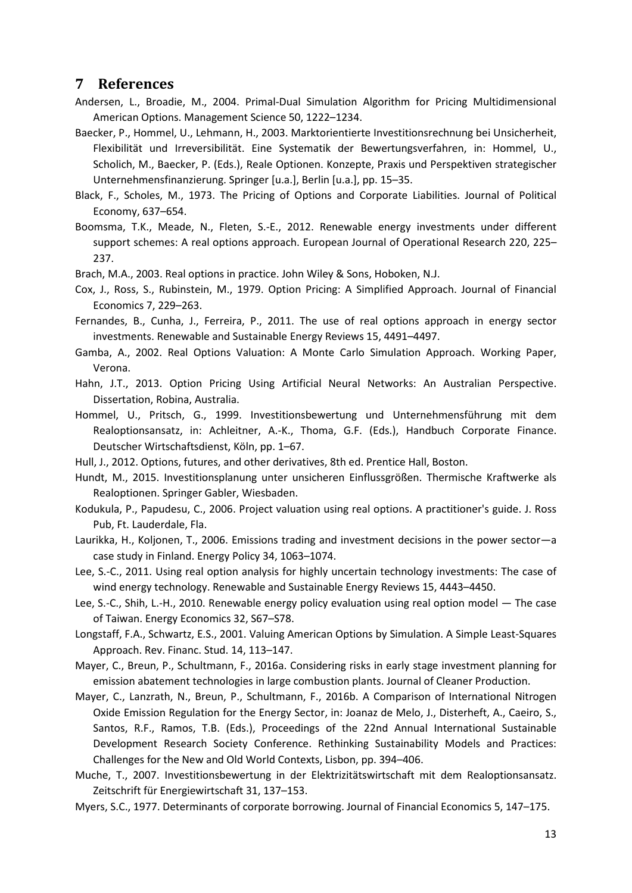# 7 References

Andersen, L., Broadie, M., 2004. Primal-Dual Simulation Algorithm for Pricing Multidimensional American Options. Management Science 50, 1222–1234.

Baecker, P., Hommel, U., Lehmann, H., 2003. Marktorientierte Investitionsrechnung bei Unsicherheit, Flexibilität und Irreversibilität. Eine Systematik der Bewertungsverfahren, in: Hommel, U., Scholich, M., Baecker, P. (Eds.), Reale Optionen. Konzepte, Praxis und Perspektiven strategischer Unternehmensfinanzierung. Springer [u.a.], Berlin [u.a.], pp. 15–35.

Black, F., Scholes, M., 1973. The Pricing of Options and Corporate Liabilities. Journal of Political Economy, 637–654.

Boomsma, T.K., Meade, N., Fleten, S.-E., 2012. Renewable energy investments under different support schemes: A real options approach. European Journal of Operational Research 220, 225–237.

Brach, M.A., 2003. Real options in practice. John Wiley & Sons, Hoboken, N.J.

Cox, J., Ross, S., Rubinstein, M., 1979. Option Pricing: A Simplified Approach. Journal of Financial Economics 7, 229–263.

Fernandes, B., Cunha, J., Ferreira, P., 2011. The use of real options approach in energy sector investments. Renewable and Sustainable Energy Reviews 15, 4491–4497.

Gamba, A., 2002. Real Options Valuation: A Monte Carlo Simulation Approach. Working Paper, Verona.

Hahn, J.T., 2013. Option Pricing Using Artificial Neural Networks: An Australian Perspective. Dissertation, Robina, Australia.

Hommel, U., Pritsch, G., 1999. Investitionsbewertung und Unternehmensführung mit dem Realoptionsansatz, in: Achleitner, A.-K., Thoma, G.F. (Eds.), Handbuch Corporate Finance. Deutscher Wirtschaftsdienst, Köln, pp. 1–67.

Hull, J., 2012. Options, futures, and other derivatives, 8th ed. Prentice Hall, Boston.

Hundt, M., 2015. Investitionsplanung unter unsicheren Einflussgrößen. Thermische Kraftwerke als Realoptionen. Springer Gabler, Wiesbaden.

Kodukula, P., Papudesu, C., 2006. Project valuation using real options. A practitioner's guide. J. Ross Pub, Ft. Lauderdale, Fla.

Laurikka, H., Koljonen, T., 2006. Emissions trading and investment decisions in the power sector—a case study in Finland. Energy Policy 34, 1063–1074.

Lee, S.-C., 2011. Using real option analysis for highly uncertain technology investments: The case of wind energy technology. Renewable and Sustainable Energy Reviews 15, 4443–4450.

Lee, S.-C., Shih, L.-H., 2010. Renewable energy policy evaluation using real option model — The case of Taiwan. Energy Economics 32, S67–S78.

Longstaff, F.A., Schwartz, E.S., 2001. Valuing American Options by Simulation. A Simple Least-Squares Approach. Rev. Financ. Stud. 14, 113–147.

Mayer, C., Breun, P., Schultmann, F., 2016a. Considering risks in early stage investment planning for emission abatement technologies in large combustion plants. Journal of Cleaner Production.

Mayer, C., Lanzrath, N., Breun, P., Schultmann, F., 2016b. A Comparison of International Nitrogen Oxide Emission Regulation for the Energy Sector, in: Joanaz de Melo, J., Disterheft, A., Caeiro, S., Santos, R.F., Ramos, T.B. (Eds.), Proceedings of the 22nd Annual International Sustainable Development Research Society Conference. Rethinking Sustainability Models and Practices: Challenges for the New and Old World Contexts, Lisbon, pp. 394–406.

Muche, T., 2007. Investitionsbewertung in der Elektrizitätswirtschaft mit dem Realoptionsansatz. Zeitschrift für Energiewirtschaft 31, 137–153.

Myers, S.C., 1977. Determinants of corporate borrowing. Journal of Financial Economics 5, 147–175.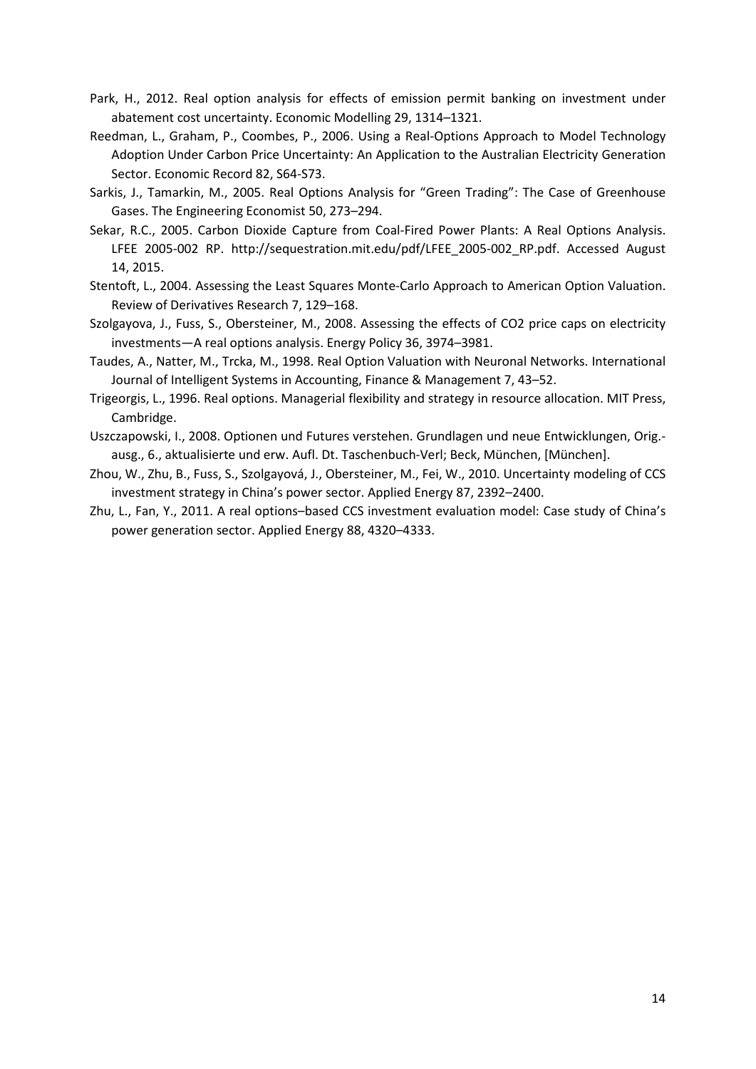Park, H., 2012. Real option analysis for effects of emission permit banking on investment under abatement cost uncertainty. Economic Modelling 29, 1314–1321.

Reedman, L., Graham, P., Coombes, P., 2006. Using a Real-Options Approach to Model Technology Adoption Under Carbon Price Uncertainty: An Application to the Australian Electricity Generation Sector. Economic Record 82, S64-S73.

Sarkis, J., Tamarkin, M., 2005. Real Options Analysis for "Green Trading": The Case of Greenhouse Gases. The Engineering Economist 50, 273–294.

Sekar, R.C., 2005. Carbon Dioxide Capture from Coal-Fired Power Plants: A Real Options Analysis. LFEE 2005-002 RP. http://sequestration.mit.edu/pdf/LFEE_2005-002_RP.pdf. Accessed August 14, 2015.

Stentoft, L., 2004. Assessing the Least Squares Monte-Carlo Approach to American Option Valuation. Review of Derivatives Research 7, 129–168.

Szolgayova, J., Fuss, S., Obersteiner, M., 2008. Assessing the effects of CO2 price caps on electricity investments—A real options analysis. Energy Policy 36, 3974–3981.

Taudes, A., Natter, M., Trcka, M., 1998. Real Option Valuation with Neuronal Networks. International Journal of Intelligent Systems in Accounting, Finance & Management 7, 43–52.

Trigeorgis, L., 1996. Real options. Managerial flexibility and strategy in resource allocation. MIT Press, Cambridge.

Uszczapowski, I., 2008. Optionen und Futures verstehen. Grundlagen und neue Entwicklungen, Orig.-ausg., 6., aktualisierte und erw. Aufl. Dt. Taschenbuch-Verl; Beck, München, [München].

Zhou, W., Zhu, B., Fuss, S., Szolgayová, J., Obersteiner, M., Fei, W., 2010. Uncertainty modeling of CCS investment strategy in China's power sector. Applied Energy 87, 2392–2400.

Zhu, L., Fan, Y., 2011. A real options–based CCS investment evaluation model: Case study of China's power generation sector. Applied Energy 88, 4320–4333.